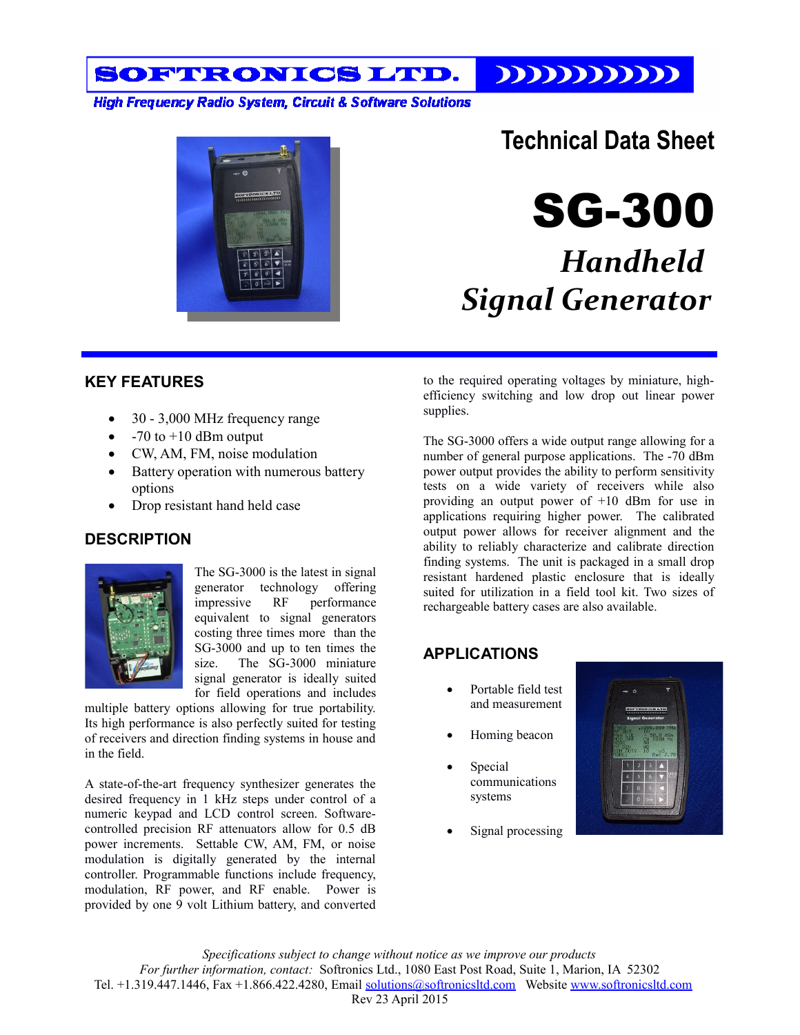SOFTRONICS LTD.

*High Frequency Radio System, Circuit & Software Solutions*

# Technical Data Sheet

# SG-300

## *Handheld Signal Generator*

## KEY FEATURES

- 30 - 3,000 MHz frequency range
- -70 to +10 dBm output
- CW, AM, FM, noise modulation
- Battery operation with numerous battery options
- Drop resistant hand held case

## DESCRIPTION

The SG-3000 is the latest in signal generator technology offering impressive RF performance equivalent to signal generators costing three times more than the SG-3000 and up to ten times the size. The SG-3000 miniature signal generator is ideally suited for field operations and includes multiple battery options allowing for true portability. Its high performance is also perfectly suited for testing of receivers and direction finding systems in house and in the field.

A state-of-the-art frequency synthesizer generates the desired frequency in 1 kHz steps under control of a numeric keypad and LCD control screen. Software-controlled precision RF attenuators allow for 0.5 dB power increments. Settable CW, AM, FM, or noise modulation is digitally generated by the internal controller. Programmable functions include frequency, modulation, RF power, and RF enable. Power is provided by one 9 volt Lithium battery, and converted to the required operating voltages by miniature, high-efficiency switching and low drop out linear power supplies.

The SG-3000 offers a wide output range allowing for a number of general purpose applications. The -70 dBm power output provides the ability to perform sensitivity tests on a wide variety of receivers while also providing an output power of +10 dBm for use in applications requiring higher power. The calibrated output power allows for receiver alignment and the ability to reliably characterize and calibrate direction finding systems. The unit is packaged in a small drop resistant hardened plastic enclosure that is ideally suited for utilization in a field tool kit. Two sizes of rechargeable battery cases are also available.

## APPLICATIONS

- Portable field test and measurement
- Homing beacon
- Special communications systems
- Signal processing

*Specifications subject to change without notice as we improve our products*

*For further information, contact:* Softronics Ltd., 1080 East Post Road, Suite 1, Marion, IA 52302

Tel. +1.319.447.1446, Fax +1.866.422.4280, Email solutions@softronicsltd.com Website www.softronicsltd.com

Rev 23 April 2015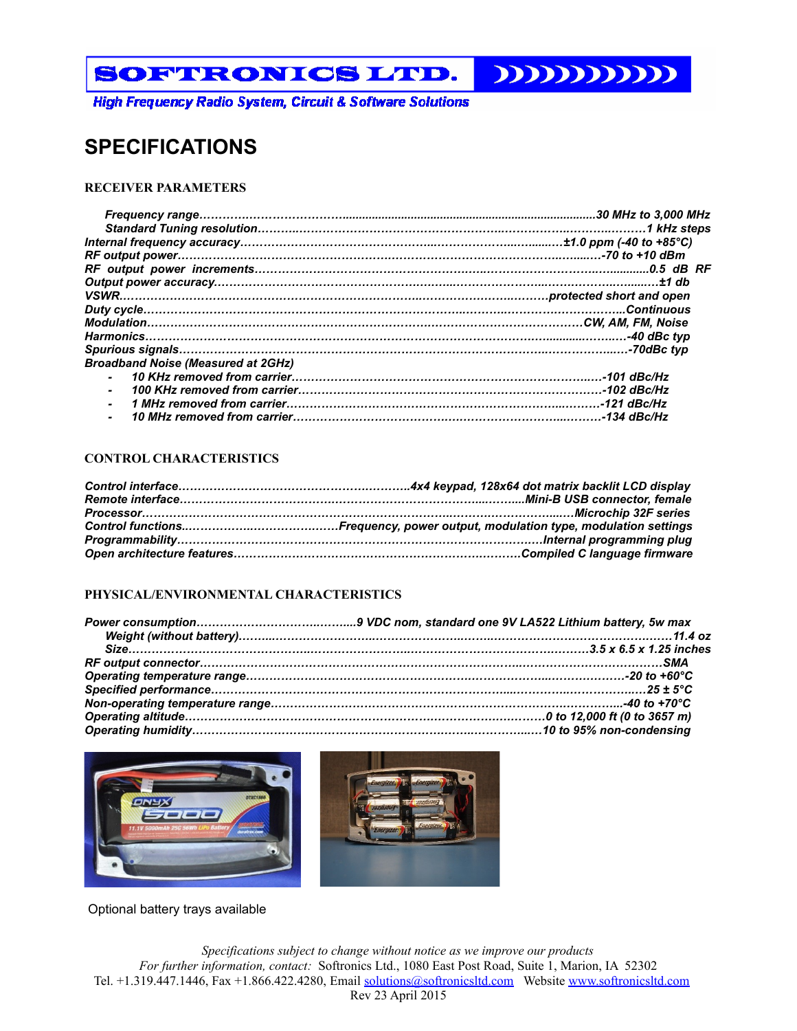SOFTRONICS LTD.

*High Frequency Radio System, Circuit & Software Solutions*

# SPECIFICATIONS

## RECEIVER PARAMETERS

*Frequency range……………………………………………………………………………………………30 MHz to 3,000 MHz*
*Standard Tuning resolution……………………………………………………………………………………1 kHz steps*
*Internal frequency accuracy……………………………………………………………………………±1.0 ppm (-40 to +85°C)*
*RF output power……………………………………………………………………………………………-70 to +10 dBm*
*RF output power increments………………………………………………………………………………………0.5 dB RF*
*Output power accuracy……………………………………………………………………………………………………±1 db*
*VSWR……………………………………………………………………………………………protected short and open*
*Duty cycle………………………………………………………………………………………………………………Continuous*
*Modulation……………………………………………………………………………………………………CW, AM, FM, Noise*
*Harmonics……………………………………………………………………………………………………………-40 dBc typ*
*Spurious signals……………………………………………………………………………………………………-70dBc typ*
*Broadband Noise (Measured at 2GHz)*

- *10 KHz removed from carrier……………………………………………………………………………-101 dBc/Hz*
- *100 KHz removed from carrier…………………………………………………………………………-102 dBc/Hz*
- *1 MHz removed from carrier……………………………………………………………………………-121 dBc/Hz*
- *10 MHz removed from carrier……………………………………………………………………………-134 dBc/Hz*

## CONTROL CHARACTERISTICS

*Control interface…………………………………………………………4x4 keypad, 128x64 dot matrix backlit LCD display*
*Remote interface……………………………………………………………………………………Mini-B USB connector, female*
*Processor……………………………………………………………………………………………………Microchip 32F series*
*Control functions……………………………………Frequency, power output, modulation type, modulation settings*
*Programmability…………………………………………………………………………………………Internal programming plug*
*Open architecture features……………………………………………………………………………Compiled C language firmware*

## PHYSICAL/ENVIRONMENTAL CHARACTERISTICS

*Power consumption……………………………………9 VDC nom, standard one 9V LA522 Lithium battery, 5w max*
*Weight (without battery)……………………………………………………………………………………………………11.4 oz*
*Size……………………………………………………………………………………………………………3.5 x 6.5 x 1.25 inches*
*RF output connector………………………………………………………………………………………………………………SMA*
*Operating temperature range…………………………………………………………………………………………-20 to +60°C*
*Specified performance……………………………………………………………………………………………………25 ± 5°C*
*Non-operating temperature range……………………………………………………………………………………-40 to +70°C*
*Operating altitude……………………………………………………………………………………0 to 12,000 ft (0 to 3657 m)*
*Operating humidity……………………………………………………………………………………10 to 95% non-condensing*

Optional battery trays available

*Specifications subject to change without notice as we improve our products*

*For further information, contact:* Softronics Ltd., 1080 East Post Road, Suite 1, Marion, IA 52302

Tel. +1.319.447.1446, Fax +1.866.422.4280, Email solutions@softronicsltd.com Website www.softronicsltd.com

Rev 23 April 2015